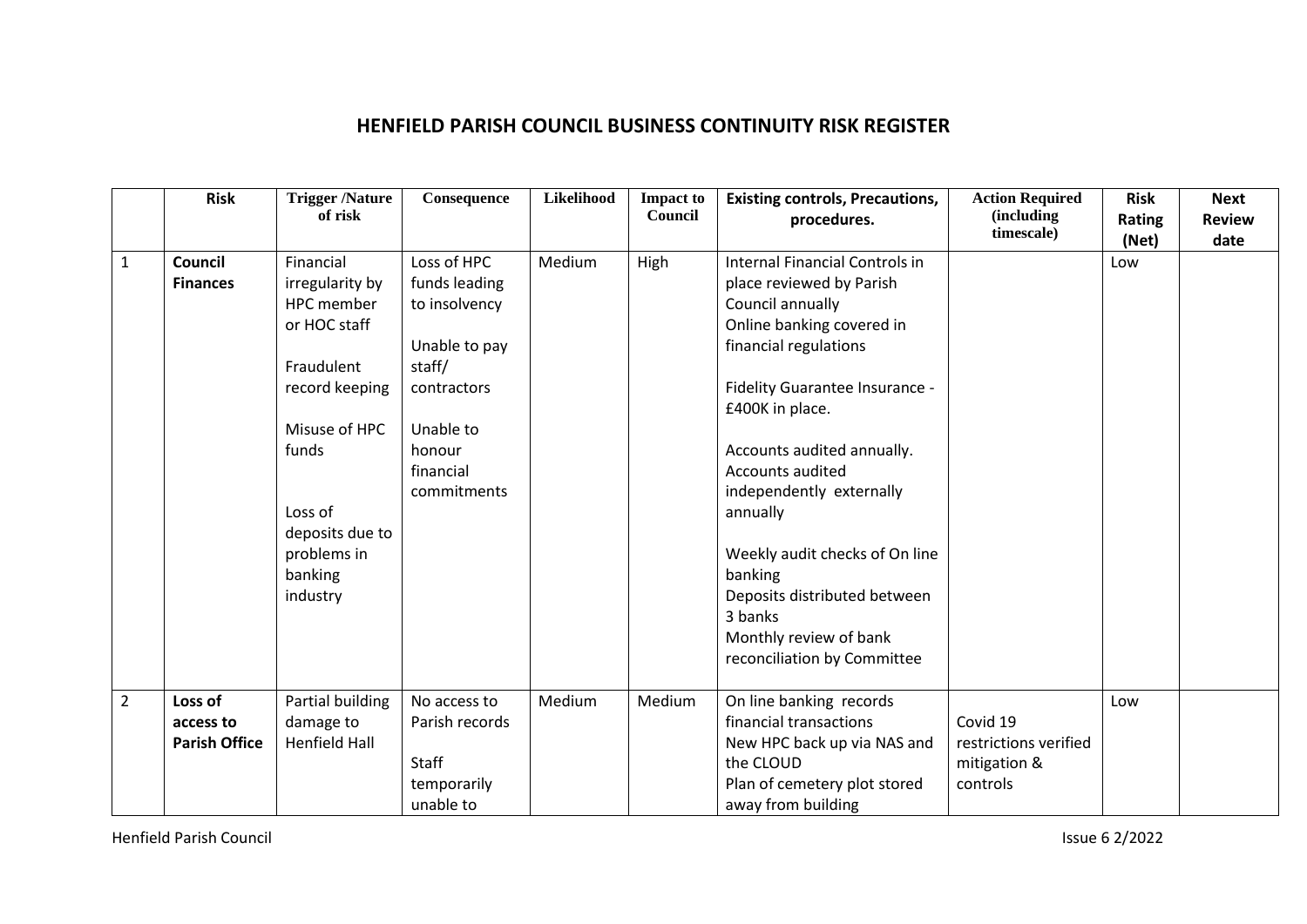# HENFIELD PARISH COUNCIL BUSINESS CONTINUITY RISK REGISTER

| | Risk | Trigger /Nature of risk | Consequence | Likelihood | Impact to Council | Existing controls, Precautions, procedures. | Action Required (including timescale) | Risk Rating (Net) | Next Review date |
|---|---|---|---|---|---|---|---|---|---|
| 1 | **Council Finances** | Financial irregularity by HPC member or HOC staff<br><br>Fraudulent record keeping<br><br>Misuse of HPC funds<br><br>Loss of deposits due to problems in banking industry | Loss of HPC funds leading to insolvency<br><br>Unable to pay staff/ contractors<br><br>Unable to honour financial commitments | Medium | High | Internal Financial Controls in place reviewed by Parish Council annually<br>Online banking covered in financial regulations<br><br>Fidelity Guarantee Insurance - £400K in place.<br><br>Accounts audited annually. Accounts audited independently externally annually<br><br>Weekly audit checks of On line banking<br>Deposits distributed between 3 banks<br>Monthly review of bank reconciliation by Committee | | Low | |
| 2 | **Loss of access to Parish Office** | Partial building damage to Henfield Hall | No access to Parish records<br><br>Staff temporarily unable to | Medium | Medium | On line banking records financial transactions<br>New HPC back up via NAS and the CLOUD<br>Plan of cemetery plot stored away from building | Covid 19 restrictions verified mitigation & controls | Low | |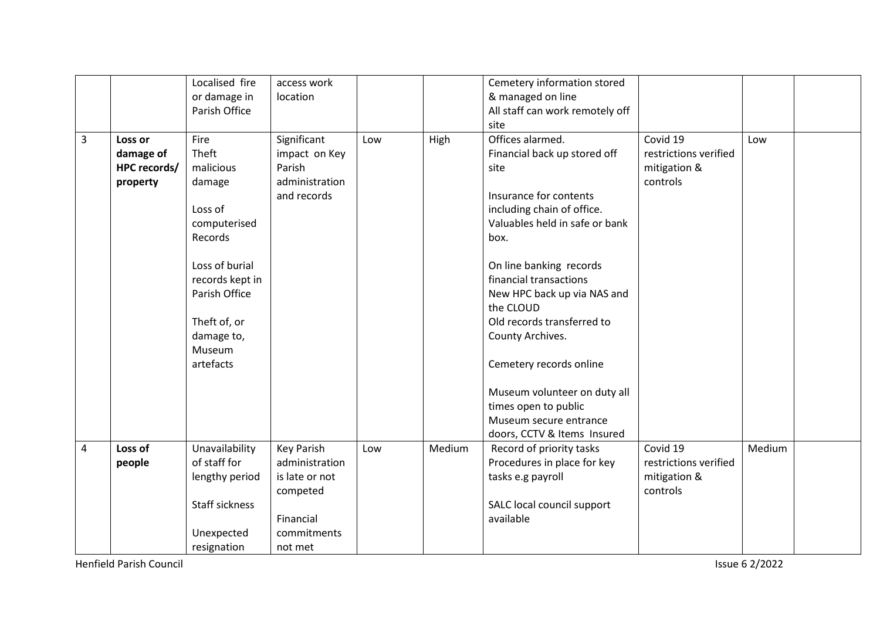| | | Localised fire or damage in Parish Office | access work location | | | Cemetery information stored & managed on line<br>All staff can work remotely off site | | | |
|---|---|---|---|---|---|---|---|---|---|
| 3 | **Loss or damage of HPC records/ property** | Fire<br>Theft<br>malicious damage<br><br>Loss of computerised Records<br><br>Loss of burial records kept in Parish Office<br><br>Theft of, or damage to, Museum artefacts | Significant impact on Key Parish administration and records | Low | High | Offices alarmed.<br>Financial back up stored off site<br><br>Insurance for contents including chain of office.<br>Valuables held in safe or bank box.<br><br>On line banking records financial transactions<br>New HPC back up via NAS and the CLOUD<br>Old records transferred to County Archives.<br><br>Cemetery records online<br><br>Museum volunteer on duty all times open to public<br>Museum secure entrance doors, CCTV & Items Insured | Covid 19 restrictions verified mitigation & controls | Low | |
| 4 | **Loss of people** | Unavailability of staff for lengthy period<br><br>Staff sickness<br><br>Unexpected resignation | Key Parish administration is late or not competed<br><br>Financial commitments not met | Low | Medium | Record of priority tasks<br>Procedures in place for key tasks e.g payroll<br><br>SALC local council support available | Covid 19 restrictions verified mitigation & controls | Medium | |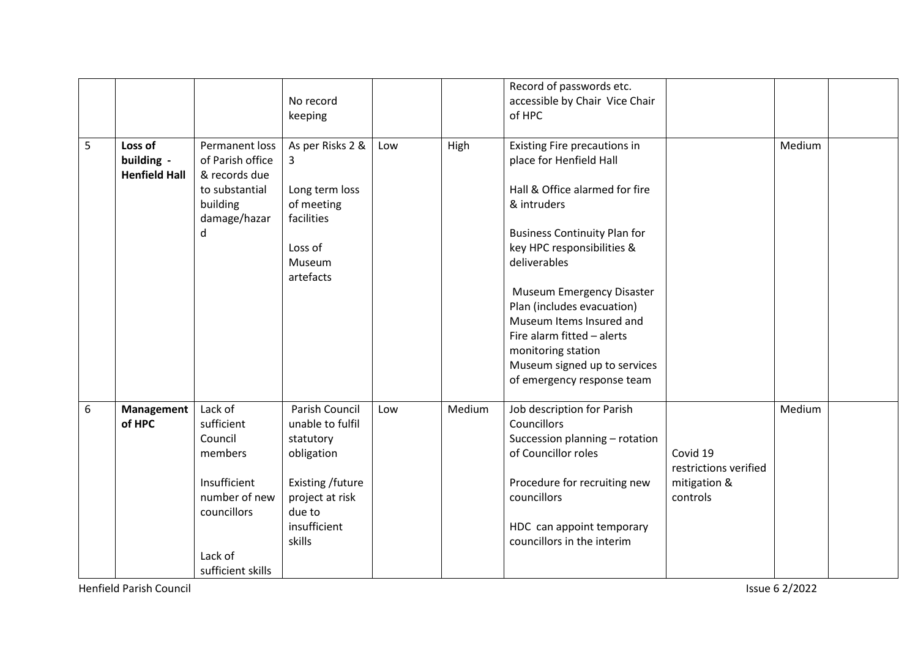| | | | | | | | | | |
|---|---|---|---|---|---|---|---|---|---|
| | | | No record keeping | | | Record of passwords etc. accessible by Chair Vice Chair of HPC | | | |
| 5 | **Loss of building - Henfield Hall** | Permanent loss of Parish office & records due to substantial building damage/hazard | As per Risks 2 & 3<br><br>Long term loss of meeting facilities<br><br>Loss of Museum artefacts | Low | High | Existing Fire precautions in place for Henfield Hall<br><br>Hall & Office alarmed for fire & intruders<br><br>Business Continuity Plan for key HPC responsibilities & deliverables<br><br>Museum Emergency Disaster Plan (includes evacuation)<br>Museum Items Insured and Fire alarm fitted – alerts monitoring station<br>Museum signed up to services of emergency response team | | Medium | |
| 6 | **Management of HPC** | Lack of sufficient Council members<br><br>Insufficient number of new councillors<br><br>Lack of sufficient skills | Parish Council unable to fulfil statutory obligation<br><br>Existing /future project at risk due to insufficient skills | Low | Medium | Job description for Parish Councillors<br>Succession planning – rotation of Councillor roles<br><br>Procedure for recruiting new councillors<br><br>HDC can appoint temporary councillors in the interim | Covid 19 restrictions verified mitigation & controls | Medium | |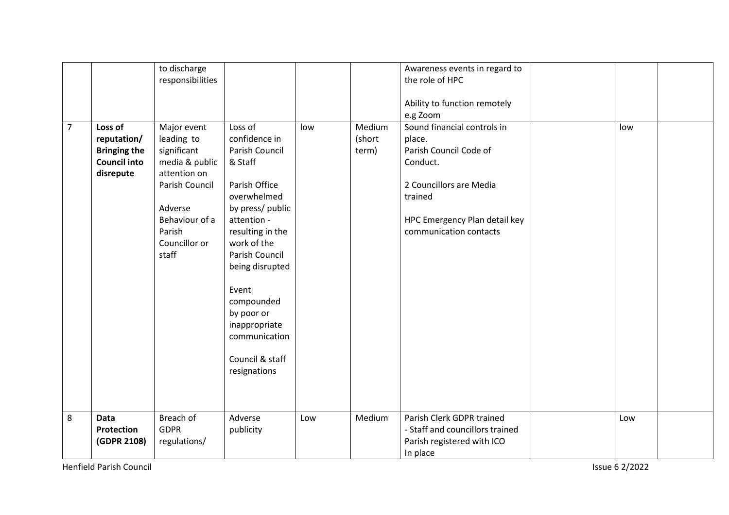| | | | | | | | | | |
|---|---|---|---|---|---|---|---|---|---|
| | | to discharge responsibilities | | | | Awareness events in regard to the role of HPC<br><br>Ability to function remotely e.g Zoom | | | |
| 7 | **Loss of reputation/ Bringing the Council into disrepute** | Major event leading to significant media & public attention on Parish Council<br><br>Adverse Behaviour of a Parish Councillor or staff | Loss of confidence in Parish Council & Staff<br><br>Parish Office overwhelmed by press/ public attention - resulting in the work of the Parish Council being disrupted<br><br>Event compounded by poor or inappropriate communication<br><br>Council & staff resignations | low | Medium (short term) | Sound financial controls in place.<br>Parish Council Code of Conduct.<br><br>2 Councillors are Media trained<br><br>HPC Emergency Plan detail key communication contacts | | low | |
| 8 | **Data Protection (GDPR 2108)** | Breach of GDPR regulations/ | Adverse publicity | Low | Medium | Parish Clerk GDPR trained<br>- Staff and councillors trained<br>Parish registered with ICO<br>In place | | Low | |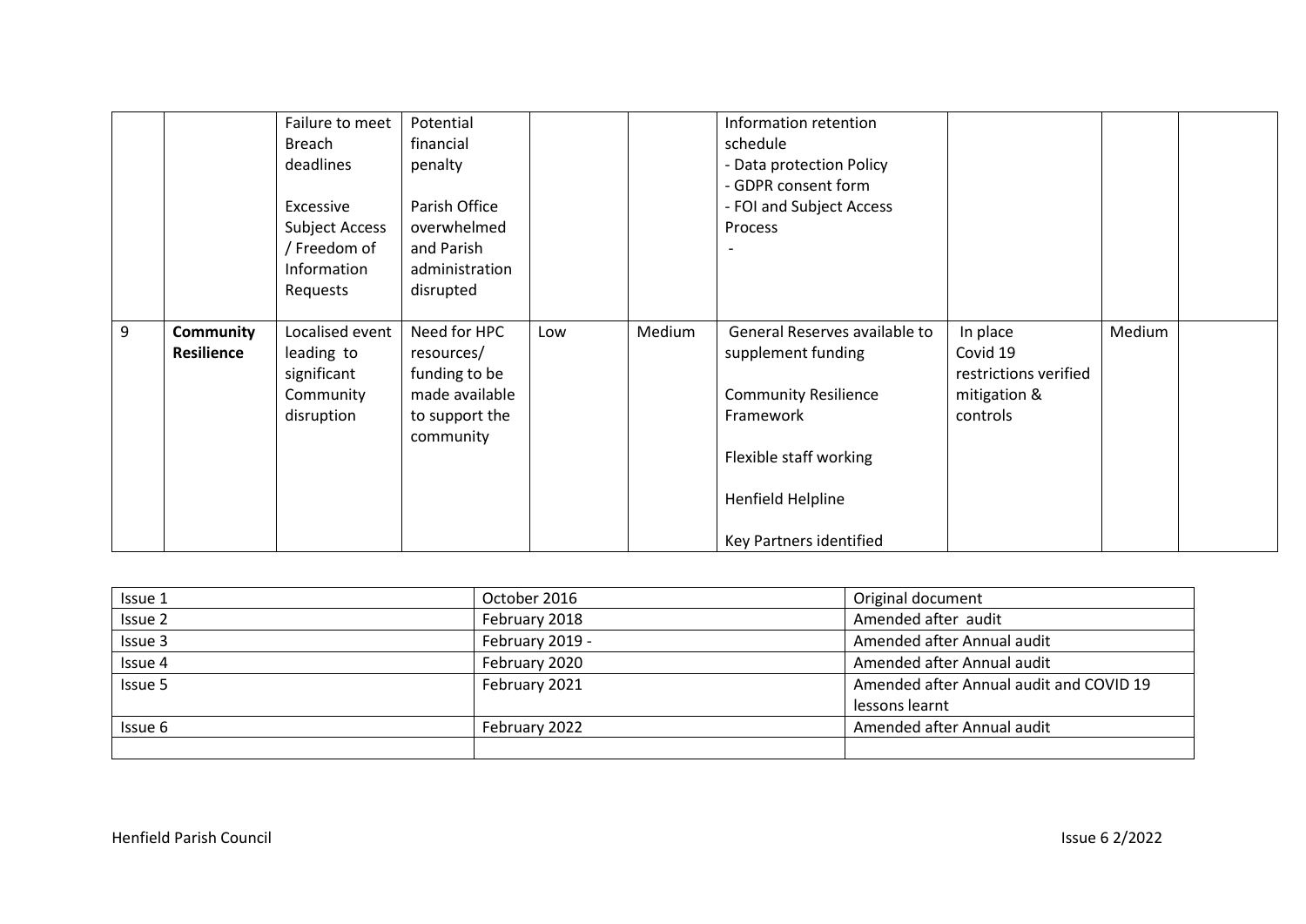| | | | | | | | | | |
|---|---|---|---|---|---|---|---|---|---|
| | | Failure to meet Breach deadlines<br><br>Excessive Subject Access / Freedom of Information Requests | Potential financial penalty<br><br>Parish Office overwhelmed and Parish administration disrupted | | | Information retention schedule<br>- Data protection Policy<br>- GDPR consent form<br>- FOI and Subject Access Process<br>- | | | |
| 9 | **Community Resilience** | Localised event leading to significant Community disruption | Need for HPC resources/ funding to be made available to support the community | Low | Medium | General Reserves available to supplement funding<br><br>Community Resilience Framework<br><br>Flexible staff working<br><br>Henfield Helpline<br><br>Key Partners identified | In place Covid 19 restrictions verified mitigation & controls | Medium | |

| | | |
|---|---|---|
| Issue 1 | October 2016 | Original document |
| Issue 2 | February 2018 | Amended after audit |
| Issue 3 | February 2019 - | Amended after Annual audit |
| Issue 4 | February 2020 | Amended after Annual audit |
| Issue 5 | February 2021 | Amended after Annual audit and COVID 19 lessons learnt |
| Issue 6 | February 2022 | Amended after Annual audit |
| | | |